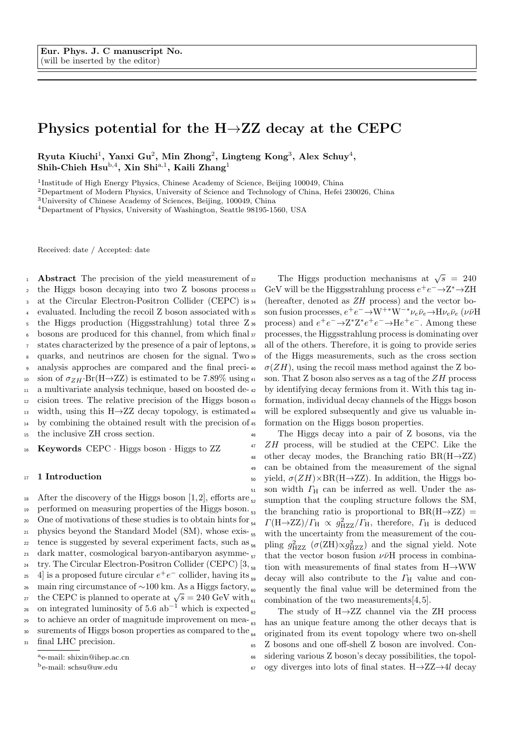**Eur. Phys. J. C manuscript No.**
(will be inserted by the editor)

# Physics potential for the H→ZZ decay at the CEPC

**Ryuta Kiuchi[1], Yanxi Gu[2], Min Zhong[2], Lingteng Kong[3], Alex Schuy[4], Shih-Chieh Hsu[b,4], Xin Shi[a,1], Kaili Zhang[1]**

[1]Institute of High Energy Physics, Chinese Academy of Science, Beijing 100049, China
[2]Department of Modern Physics, University of Science and Technology of China, Hefei 230026, China
[3]University of Chinese Academy of Sciences, Beijing, 100049, China
[4]Department of Physics, University of Washington, Seattle 98195-1560, USA

Received: date / Accepted: date

**Abstract** The precision of the yield measurement of the Higgs boson decaying into two Z bosons process at the Circular Electron-Positron Collider (CEPC) is evaluated. Including the recoil Z boson associated with the Higgs production (Higgsstrahlung) total three Z bosons are produced for this channel, from which final states characterized by the presence of a pair of leptons, quarks, and neutrinos are chosen for the signal. Two analysis approches are compared and the final precision of $\sigma_{ZH}\cdot$Br(H→ZZ) is estimated to be 7.89% using a multivariate analysis technique, based on boosted decision trees. The relative precision of the Higgs boson width, using this H→ZZ decay topology, is estimated by combining the obtained result with the precision of the inclusive ZH cross section.

**Keywords** CEPC · Higgs boson · Higgs to ZZ

## 1 Introduction

After the discovery of the Higgs boson [1,2], efforts are performed on measuring properties of the Higgs boson. One of motivations of these studies is to obtain hints for physics beyond the Standard Model (SM), whose existence is suggested by several experiment facts, such as dark matter, cosmological baryon-antibaryon asymmetry. The Circular Electron-Positron Collider (CEPC) [3, 4] is a proposed future circular $e^+e^-$ collider, having its main ring circumstance of ∼100 km. As a Higgs factory, the CEPC is planned to operate at $\sqrt{s}$ = 240 GeV with on integrated luminosity of 5.6 ab$^{-1}$ which is expected to achieve an order of magnitude improvement on measurements of Higgs boson properties as compared to the final LHC precision.

The Higgs production mechanisms at $\sqrt{s}$ = 240 GeV will be the Higgsstrahlung process $e^+e^-\to Z^*\to ZH$ (hereafter, denoted as *ZH* process) and the vector boson fusion processes, $e^+e^-\to W^{+*}W^{-*}\nu_e\bar{\nu}_e\to H\nu_e\bar{\nu}_e$ ($\nu\bar{\nu}$H process) and $e^+e^-\to Z^*Z^*e^+e^-\to He^+e^-$. Among these processes, the Higgsstrahlung process is dominating over all of the others. Therefore, it is going to provide series of the Higgs measurements, such as the cross section $\sigma(ZH)$, using the recoil mass method against the Z boson. That Z boson also serves as a tag of the *ZH* process by identifying decay fermions from it. With this tag information, individual decay channels of the Higgs boson will be explored subsequently and give us valuable information on the Higgs boson properties.

The Higgs decay into a pair of Z bosons, via the *ZH* process, will be studied at the CEPC. Like the other decay modes, the Branching ratio BR(H→ZZ) can be obtained from the measurement of the signal yield, $\sigma(ZH)\times$BR(H→ZZ). In addition, the Higgs boson width $\Gamma_{\rm H}$ can be inferred as well. Under the assumption that the coupling structure follows the SM, the branching ratio is proportional to BR(H→ZZ) = $\Gamma$(H→ZZ)/$\Gamma_{\rm H}$ ∝ $g^2_{\rm HZZ}/\Gamma_{\rm H}$, therefore, $\Gamma_{\rm H}$ is deduced with the uncertainty from the measurement of the coupling $g^2_{\rm HZZ}$ ($\sigma$(ZH)∝$g^2_{\rm HZZ}$) and the signal yield. Note that the vector boson fusion $\nu\bar{\nu}$H process in combination with measurements of final states from H→WW decay will also contribute to the $\Gamma_{\rm H}$ value and consequently the final value will be determined from the combination of the two measurements[4,5].

The study of H→ZZ channel via the ZH process has an unique feature among the other decays that is originated from its event topology where two on-shell Z bosons and one off-shell Z boson are involved. Considering various Z boson's decay possibilities, the topology diverges into lots of final states. H→ZZ→4$l$ decay

[a]e-mail: shixin@ihep.ac.cn
[b]e-mail: schsu@uw.edu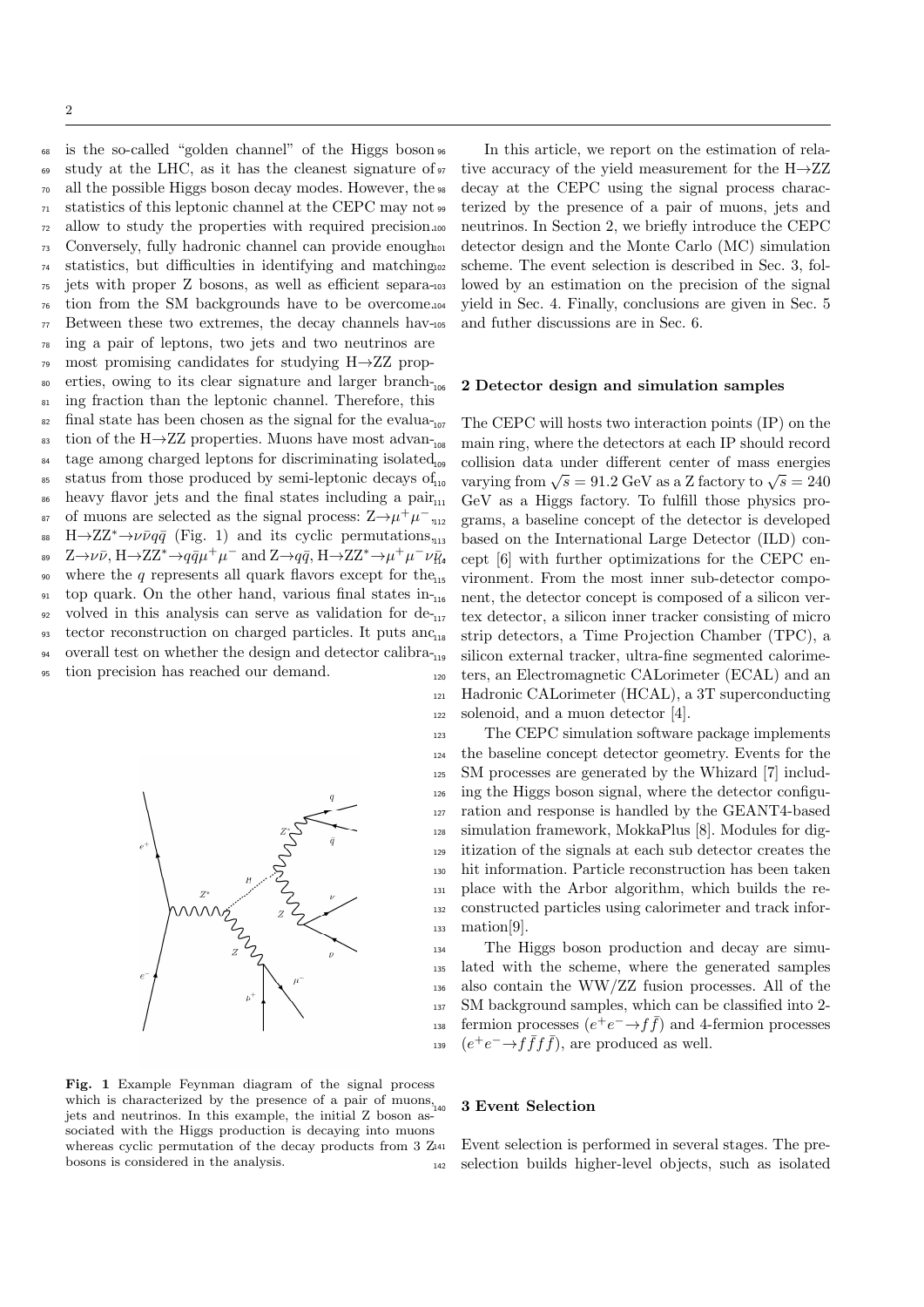is the so-called "golden channel" of the Higgs boson study at the LHC, as it has the cleanest signature of all the possible Higgs boson decay modes. However, the statistics of this leptonic channel at the CEPC may not allow to study the properties with required precision. Conversely, fully hadronic channel can provide enough statistics, but difficulties in identifying and matching jets with proper Z bosons, as well as efficient separation from the SM backgrounds have to be overcome. Between these two extremes, the decay channels having a pair of leptons, two jets and two neutrinos are most promising candidates for studying H→ZZ properties, owing to its clear signature and larger branching fraction than the leptonic channel. Therefore, this final state has been chosen as the signal for the evaluation of the H→ZZ properties. Muons have most advantage among charged leptons for discriminating isolated status from those produced by semi-leptonic decays of heavy flavor jets and the final states including a pair of muons are selected as the signal process: $Z \to \mu^+\mu^-$, $H \to ZZ^* \to \nu\bar{\nu}q\bar{q}$ (Fig. 1) and its cyclic permutations, $Z \to \nu\bar{\nu}$, $H \to ZZ^* \to q\bar{q}\mu^+\mu^-$ and $Z \to q\bar{q}$, $H \to ZZ^* \to \mu^+\mu^-\nu\bar{\nu}$, where the $q$ represents all quark flavors except for the top quark. On the other hand, various final states involved in this analysis can serve as validation for detector reconstruction on charged particles. It puts an overall test on whether the design and detector calibration precision has reached our demand.

**Fig. 1** Example Feynman diagram of the signal process which is characterized by the presence of a pair of muons, jets and neutrinos. In this example, the initial Z boson associated with the Higgs production is decaying into muons whereas cyclic permutation of the decay products from 3 Z bosons is considered in the analysis.

In this article, we report on the estimation of relative accuracy of the yield measurement for the H→ZZ decay at the CEPC using the signal process characterized by the presence of a pair of muons, jets and neutrinos. In Section 2, we briefly introduce the CEPC detector design and the Monte Carlo (MC) simulation scheme. The event selection is described in Sec. 3, followed by an estimation on the precision of the signal yield in Sec. 4. Finally, conclusions are given in Sec. 5 and futher discussions are in Sec. 6.

## 2 Detector design and simulation samples

The CEPC will hosts two interaction points (IP) on the main ring, where the detectors at each IP should record collision data under different center of mass energies varying from $\sqrt{s} = 91.2$ GeV as a Z factory to $\sqrt{s} = 240$ GeV as a Higgs factory. To fulfill those physics programs, a baseline concept of the detector is developed based on the International Large Detector (ILD) concept [6] with further optimizations for the CEPC environment. From the most inner sub-detector component, the detector concept is composed of a silicon vertex detector, a silicon inner tracker consisting of micro strip detectors, a Time Projection Chamber (TPC), a silicon external tracker, ultra-fine segmented calorimeters, an Electromagnetic CALorimeter (ECAL) and an Hadronic CALorimeter (HCAL), a 3T superconducting solenoid, and a muon detector [4].

The CEPC simulation software package implements the baseline concept detector geometry. Events for the SM processes are generated by the Whizard [7] including the Higgs boson signal, where the detector configuration and response is handled by the GEANT4-based simulation framework, MokkaPlus [8]. Modules for digitization of the signals at each sub detector creates the hit information. Particle reconstruction has been taken place with the Arbor algorithm, which builds the reconstructed particles using calorimeter and track information[9].

The Higgs boson production and decay are simulated with the scheme, where the generated samples also contain the WW/ZZ fusion processes. All of the SM background samples, which can be classified into 2-fermion processes ($e^+e^- \to f\bar{f}$) and 4-fermion processes ($e^+e^- \to f\bar{f}f\bar{f}$), are produced as well.

## 3 Event Selection

Event selection is performed in several stages. The preselection builds higher-level objects, such as isolated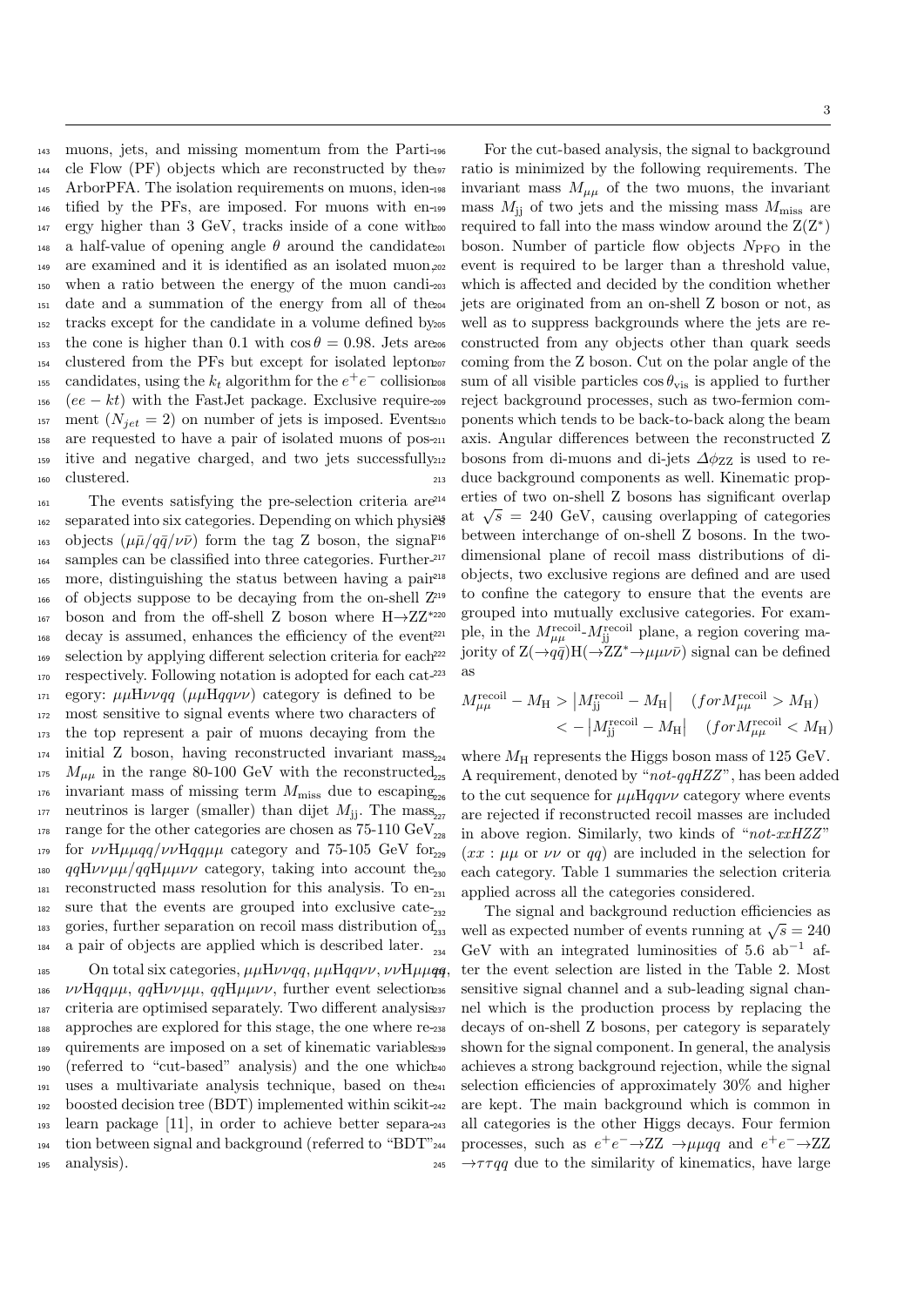muons, jets, and missing momentum from the Particle Flow (PF) objects which are reconstructed by the ArborPFA. The isolation requirements on muons, identified by the PFs, are imposed. For muons with energy higher than 3 GeV, tracks inside of a cone with a half-value of opening angle $\theta$ around the candidate are examined and it is identified as an isolated muon when a ratio between the energy of the muon candidate and a summation of the energy from all of the tracks except for the candidate in a volume defined by the cone is higher than 0.1 with $\cos\theta = 0.98$. Jets are clustered from the PFs but except for isolated lepton candidates, using the $k_t$ algorithm for the $e^+e^-$ collision $(ee-kt)$ with the FastJet package. Exclusive requirement $(N_{jet} = 2)$ on number of jets is imposed. Events are requested to have a pair of isolated muons of positive and negative charged, and two jets successfully clustered.

The events satisfying the pre-selection criteria are separated into six categories. Depending on which physics objects $(\mu\bar{\mu}/q\bar{q}/\nu\bar{\nu})$ form the tag Z boson, the signal samples can be classified into three categories. Furthermore, distinguishing the status between having a pair of objects suppose to be decaying from the on-shell Z boson and from the off-shell Z boson where H→ZZ* decay is assumed, enhances the efficiency of the event selection by applying different selection criteria for each respectively. Following notation is adopted for each category: $\mu\mu$H$\nu\nu qq$ ($\mu\mu$H$qq\nu\nu$) category is defined to be most sensitive to signal events where two characters of the top represent a pair of muons decaying from the initial Z boson, having reconstructed invariant mass $M_{\mu\mu}$ in the range 80-100 GeV with the reconstructed invariant mass of missing term $M_{\rm miss}$ due to escaping neutrinos is larger (smaller) than dijet $M_{\rm jj}$. The mass range for the other categories are chosen as 75-110 GeV for $\nu\nu$H$\mu\mu qq$/$\nu\nu$H$qq\mu\mu$ category and 75-105 GeV for $qq$H$\nu\nu\mu\mu$/$qq$H$\mu\mu\nu\nu$ category, taking into account the reconstructed mass resolution for this analysis. To ensure that the events are grouped into exclusive categories, further separation on recoil mass distribution of a pair of objects are applied which is described later.

On total six categories, $\mu\mu$H$\nu\nu qq$, $\mu\mu$H$qq\nu\nu$, $\nu\nu$H$\mu\mu qq$, $\nu\nu$H$qq\mu\mu$, $qq$H$\nu\nu\mu\mu$, $qq$H$\mu\mu\nu\nu$, further event selection criteria are optimised separately. Two different analysis approaches are explored for this stage, the one where requirements are imposed on a set of kinematic variables (referred to "cut-based" analysis) and the one which uses a multivariate analysis technique, based on the boosted decision tree (BDT) implemented within scikit-learn package [11], in order to achieve better separation between signal and background (referred to "BDT" analysis).

For the cut-based analysis, the signal to background ratio is minimized by the following requirements. The invariant mass $M_{\mu\mu}$ of the two muons, the invariant mass $M_{\rm jj}$ of two jets and the missing mass $M_{\rm miss}$ are required to fall into the mass window around the Z(Z*) boson. Number of particle flow objects $N_{\rm PFO}$ in the event is required to be larger than a threshold value, which is affected and decided by the condition whether jets are originated from an on-shell Z boson or not, as well as to suppress backgrounds where the jets are reconstructed from any objects other than quark seeds coming from the Z boson. Cut on the polar angle of the sum of all visible particles $\cos\theta_{\rm vis}$ is applied to further reject background processes, such as two-fermion components which tends to be back-to-back along the beam axis. Angular differences between the reconstructed Z bosons from di-muons and di-jets $\Delta\phi_{\rm ZZ}$ is used to reduce background components as well. Kinematic properties of two on-shell Z bosons has significant overlap at $\sqrt{s}$ = 240 GeV, causing overlapping of categories between interchange of on-shell Z bosons. In the two-dimensional plane of recoil mass distributions of di-objects, two exclusive regions are defined and are used to confine the category to ensure that the events are grouped into mutually exclusive categories. For example, in the $M_{\mu\mu}^{\rm recoil}$-$M_{\rm jj}^{\rm recoil}$ plane, a region covering majority of Z($\to q\bar{q}$)H($\to$ZZ*$\to\mu\mu\nu\bar{\nu}$) signal can be defined as

$$M_{\mu\mu}^{\rm recoil} - M_{\rm H} > \left|M_{\rm jj}^{\rm recoil} - M_{\rm H}\right| \quad (for M_{\mu\mu}^{\rm recoil} > M_{\rm H})$$
$$< -\left|M_{\rm jj}^{\rm recoil} - M_{\rm H}\right| \quad (for M_{\mu\mu}^{\rm recoil} < M_{\rm H})$$

where $M_{\rm H}$ represents the Higgs boson mass of 125 GeV. A requirement, denoted by "*not-qqHZZ*", has been added to the cut sequence for $\mu\mu$H$qq\nu\nu$ category where events are rejected if reconstructed recoil masses are included in above region. Similarly, two kinds of "*not-xxHZZ*" ($xx$ : $\mu\mu$ or $\nu\nu$ or $qq$) are included in the selection for each category. Table 1 summaries the selection criteria applied across all the categories considered.

The signal and background reduction efficiencies as well as expected number of events running at $\sqrt{s}$ = 240 GeV with an integrated luminosities of 5.6 ab$^{-1}$ after the event selection are listed in the Table 2. Most sensitive signal channel and a sub-leading signal channel which is the production process by replacing the decays of on-shell Z bosons, per category is separately shown for the signal component. In general, the analysis achieves a strong background rejection, while the signal selection efficiencies of approximately 30% and higher are kept. The main background which is common in all categories is the other Higgs decays. Four fermion processes, such as $e^+e^-\to$ZZ $\to\mu\mu qq$ and $e^+e^-\to$ZZ $\to\tau\tau qq$ due to the similarity of kinematics, have large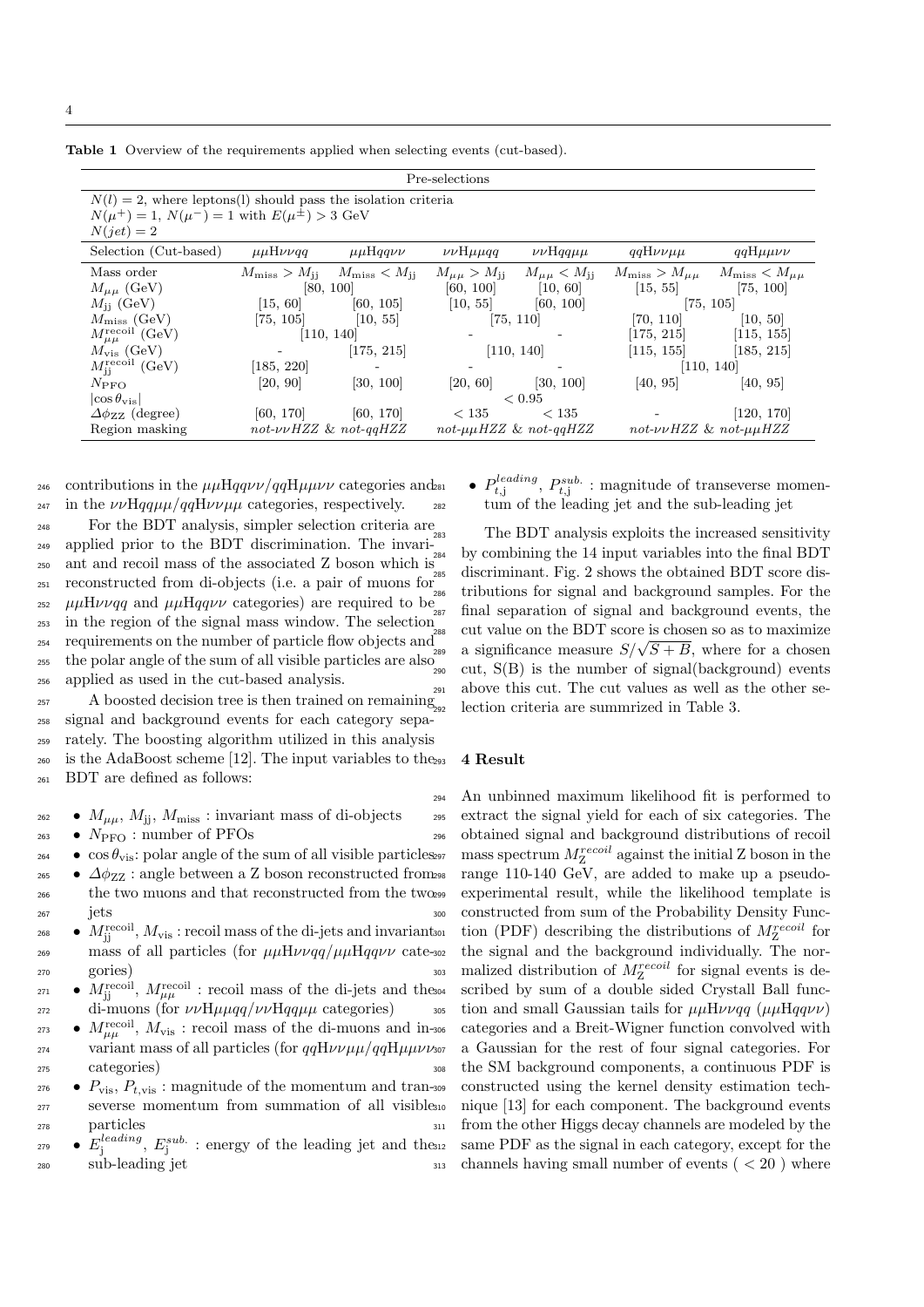**Table 1** Overview of the requirements applied when selecting events (cut-based).

| Pre-selections | | | | | | |
|---|---|---|---|---|---|---|
| $N(l) = 2$, where leptons(l) should pass the isolation criteria<br>$N(\mu^+) = 1$, $N(\mu^-) = 1$ with $E(\mu^\pm) > 3$ GeV<br>$N(jet) = 2$ | | | | | | |
| Selection (Cut-based) | $\mu\mu\mathrm{H}\nu\nu qq$ | $\mu\mu\mathrm{H}qq\nu\nu$ | $\nu\nu\mathrm{H}\mu\mu qq$ | $\nu\nu\mathrm{H}qq\mu\mu$ | $qq\mathrm{H}\nu\nu\mu\mu$ | $qq\mathrm{H}\mu\mu\nu\nu$ |
| Mass order | $M_{\mathrm{miss}} > M_{\mathrm{jj}}$ | $M_{\mathrm{miss}} < M_{\mathrm{jj}}$ | $M_{\mu\mu} > M_{\mathrm{jj}}$ | $M_{\mu\mu} < M_{\mathrm{jj}}$ | $M_{\mathrm{miss}} > M_{\mu\mu}$ | $M_{\mathrm{miss}} < M_{\mu\mu}$ |
| $M_{\mu\mu}$ (GeV) | [80, 100] | | [60, 100] | [10, 60] | [15, 55] | [75, 100] |
| $M_{\mathrm{jj}}$ (GeV) | [15, 60] | [60, 105] | [10, 55] | [60, 100] | [75, 105] | |
| $M_{\mathrm{miss}}$ (GeV) | [75, 105] | [10, 55] | [75, 110] | | [70, 110] | [10, 50] |
| $M_{\mu\mu}^{\mathrm{recoil}}$ (GeV) | [110, 140] | | - | - | [175, 215] | [115, 155] |
| $M_{\mathrm{vis}}$ (GeV) | - | [175, 215] | [110, 140] | | [115, 155] | [185, 215] |
| $M_{\mathrm{jj}}^{\mathrm{recoil}}$ (GeV) | [185, 220] | - | - | - | [110, 140] | |
| $N_{\mathrm{PFO}}$ | [20, 90] | [30, 100] | [20, 60] | [30, 100] | [40, 95] | [40, 95] |
| $\lvert\cos\theta_{\mathrm{vis}}\rvert$ | $< 0.95$ | | | | | |
| $\Delta\phi_{\mathrm{ZZ}}$ (degree) | [60, 170] | [60, 170] | $< 135$ | $< 135$ | - | [120, 170] |
| Region masking | *not-ννHZZ & not-qqHZZ* | | *not-μμHZZ & not-qqHZZ* | | *not-ννHZZ & not-μμHZZ* | |

contributions in the $\mu\mu\mathrm{H}qq\nu\nu/qq\mathrm{H}\mu\mu\nu\nu$ categories and in the $\nu\nu\mathrm{H}qq\mu\mu/qq\mathrm{H}\nu\nu\mu\mu$ categories, respectively.

For the BDT analysis, simpler selection criteria are applied prior to the BDT discrimination. The invariant and recoil mass of the associated Z boson which is reconstructed from di-objects (i.e. a pair of muons for $\mu\mu\mathrm{H}\nu\nu qq$ and $\mu\mu\mathrm{H}qq\nu\nu$ categories) are required to be in the region of the signal mass window. The selection requirements on the number of particle flow objects and the polar angle of the sum of all visible particles are also applied as used in the cut-based analysis.

A boosted decision tree is then trained on remaining signal and background events for each category separately. The boosting algorithm utilized in this analysis is the AdaBoost scheme [12]. The input variables to the BDT are defined as follows:

- $M_{\mu\mu}$, $M_{\mathrm{jj}}$, $M_{\mathrm{miss}}$ : invariant mass of di-objects
- $N_{\mathrm{PFO}}$ : number of PFOs
- $\cos\theta_{\mathrm{vis}}$: polar angle of the sum of all visible particles
- $\Delta\phi_{\mathrm{ZZ}}$ : angle between a Z boson reconstructed from the two muons and that reconstructed from the two jets
- $M_{\mathrm{jj}}^{\mathrm{recoil}}$, $M_{\mathrm{vis}}$ : recoil mass of the di-jets and invariant mass of all particles (for $\mu\mu\mathrm{H}\nu\nu qq/\mu\mu\mathrm{H}qq\nu\nu$ categories)
- $M_{\mathrm{jj}}^{\mathrm{recoil}}$, $M_{\mu\mu}^{\mathrm{recoil}}$ : recoil mass of the di-jets and the di-muons (for $\nu\nu\mathrm{H}\mu\mu qq/\nu\nu\mathrm{H}qq\mu\mu$ categories)
- $M_{\mu\mu}^{\mathrm{recoil}}$, $M_{\mathrm{vis}}$ : recoil mass of the di-muons and invariant mass of all particles (for $qq\mathrm{H}\nu\nu\mu\mu/qq\mathrm{H}\mu\mu\nu\nu$ categories)
- $P_{\mathrm{vis}}$, $P_{t,\mathrm{vis}}$ : magnitude of the momentum and transeverse momentum from summation of all visible particles
- $E_{\mathrm{j}}^{leading}$, $E_{\mathrm{j}}^{sub.}$ : energy of the leading jet and the sub-leading jet
- $P_{t,\mathrm{j}}^{leading}$, $P_{t,\mathrm{j}}^{sub.}$ : magnitude of transeverse momentum of the leading jet and the sub-leading jet

The BDT analysis exploits the increased sensitivity by combining the 14 input variables into the final BDT discriminant. Fig. 2 shows the obtained BDT score distributions for signal and background samples. For the final separation of signal and background events, the cut value on the BDT score is chosen so as to maximize a significance measure $S/\sqrt{S+B}$, where for a chosen cut, S(B) is the number of signal(background) events above this cut. The cut values as well as the other selection criteria are summrized in Table 3.

## 4 Result

An unbinned maximum likelihood fit is performed to extract the signal yield for each of six categories. The obtained signal and background distributions of recoil mass spectrum $M_{\mathrm{Z}}^{recoil}$ against the initial Z boson in the range 110-140 GeV, are added to make up a pseudo-experimental result, while the likelihood template is constructed from sum of the Probability Density Function (PDF) describing the distributions of $M_{\mathrm{Z}}^{recoil}$ for the signal and the background individually. The normalized distribution of $M_{\mathrm{Z}}^{recoil}$ for signal events is described by sum of a double sided Crystall Ball function and small Gaussian tails for $\mu\mu\mathrm{H}\nu\nu qq$ ($\mu\mu\mathrm{H}qq\nu\nu$) categories and a Breit-Wigner function convolved with a Gaussian for the rest of four signal categories. For the SM background components, a continuous PDF is constructed using the kernel density estimation technique [13] for each component. The background events from the other Higgs decay channels are modeled by the same PDF as the signal in each category, except for the channels having small number of events ( $< 20$ ) where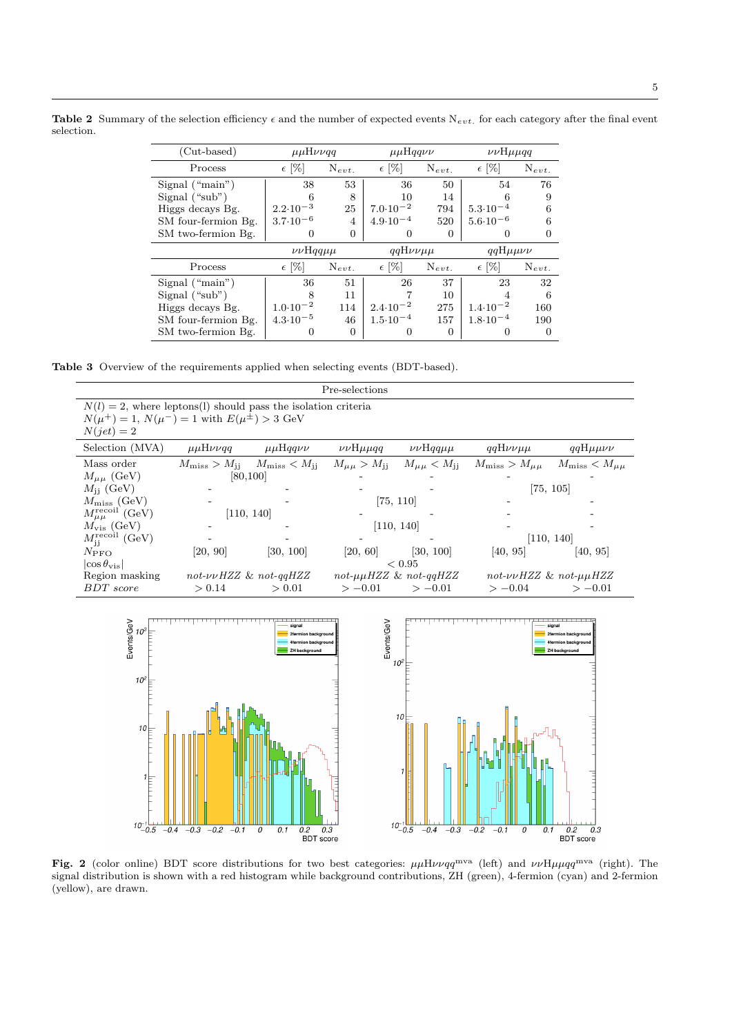**Table 2** Summary of the selection efficiency $\epsilon$ and the number of expected events $N_{evt.}$ for each category after the final event selection.

| (Cut-based) | $\mu\mu H\nu\nu qq$ | | $\mu\mu Hqq\nu\nu$ | | $\nu\nu H\mu\mu qq$ | |
|---|---|---|---|---|---|---|
| Process | $\epsilon$ [%] | $N_{evt.}$ | $\epsilon$ [%] | $N_{evt.}$ | $\epsilon$ [%] | $N_{evt.}$ |
| Signal ("main") | 38 | 53 | 36 | 50 | 54 | 76 |
| Signal ("sub") | 6 | 8 | 10 | 14 | 6 | 9 |
| Higgs decays Bg. | $2.2{\cdot}10^{-3}$ | 25 | $7.0{\cdot}10^{-2}$ | 794 | $5.3{\cdot}10^{-4}$ | 6 |
| SM four-fermion Bg. | $3.7{\cdot}10^{-6}$ | 4 | $4.9{\cdot}10^{-4}$ | 520 | $5.6{\cdot}10^{-6}$ | 6 |
| SM two-fermion Bg. | 0 | 0 | 0 | 0 | 0 | 0 |
| | $\nu\nu Hqq\mu\mu$ | | $qqH\nu\nu\mu\mu$ | | $qqH\mu\mu\nu\nu$ | |
| Process | $\epsilon$ [%] | $N_{evt.}$ | $\epsilon$ [%] | $N_{evt.}$ | $\epsilon$ [%] | $N_{evt.}$ |
| Signal ("main") | 36 | 51 | 26 | 37 | 23 | 32 |
| Signal ("sub") | 8 | 11 | 7 | 10 | 4 | 6 |
| Higgs decays Bg. | $1.0{\cdot}10^{-2}$ | 114 | $2.4{\cdot}10^{-2}$ | 275 | $1.4{\cdot}10^{-2}$ | 160 |
| SM four-fermion Bg. | $4.3{\cdot}10^{-5}$ | 46 | $1.5{\cdot}10^{-4}$ | 157 | $1.8{\cdot}10^{-4}$ | 190 |
| SM two-fermion Bg. | 0 | 0 | 0 | 0 | 0 | 0 |

**Table 3** Overview of the requirements applied when selecting events (BDT-based).

| Pre-selections | | | | | | |
|---|---|---|---|---|---|---|
| $N(l) = 2$, where leptons(l) should pass the isolation criteria; $N(\mu^+) = 1$, $N(\mu^-) = 1$ with $E(\mu^{\pm}) > 3$ GeV; $N(jet) = 2$ | | | | | | |
| Selection (MVA) | $\mu\mu H\nu\nu qq$ | $\mu\mu Hqq\nu\nu$ | $\nu\nu H\mu\mu qq$ | $\nu\nu Hqq\mu\mu$ | $qqH\nu\nu\mu\mu$ | $qqH\mu\mu\nu\nu$ |
| Mass order | $M_{\rm miss} > M_{\rm jj}$ | $M_{\rm miss} < M_{\rm jj}$ | $M_{\mu\mu} > M_{\rm jj}$ | $M_{\mu\mu} < M_{\rm jj}$ | $M_{\rm miss} > M_{\mu\mu}$ | $M_{\rm miss} < M_{\mu\mu}$ |
| $M_{\mu\mu}$ (GeV) | [80,100] | | - | - | - | - |
| $M_{\rm jj}$ (GeV) | - | - | - | - | [75, 105] | |
| $M_{\rm miss}$ (GeV) | - | - | [75, 110] | | - | - |
| $M_{\mu\mu}^{\rm recoil}$ (GeV) | [110, 140] | | - | - | - | - |
| $M_{\rm vis}$ (GeV) | - | - | [110, 140] | | - | - |
| $M_{\rm jj}^{\rm recoil}$ (GeV) | - | - | - | - | [110, 140] | |
| $N_{\rm PFO}$ | [20, 90] | [30, 100] | [20, 60] | [30, 100] | [40, 95] | [40, 95] |
| $\lvert\cos\theta_{\rm vis}\rvert$ | $< 0.95$ | | | | | |
| Region masking | *not-ννHZZ & not-qqHZZ* | | *not-μμHZZ & not-qqHZZ* | | *not-ννHZZ & not-μμHZZ* | |
| *BDT score* | $> 0.14$ | $> 0.01$ | $> -0.01$ | $> -0.01$ | $> -0.04$ | $> -0.01$ |

**Fig. 2** (color online) BDT score distributions for two best categories: $\mu\mu H\nu\nu qq^{\rm mva}$ (left) and $\nu\nu H\mu\mu qq^{\rm mva}$ (right). The signal distribution is shown with a red histogram while background contributions, ZH (green), 4-fermion (cyan) and 2-fermion (yellow), are drawn.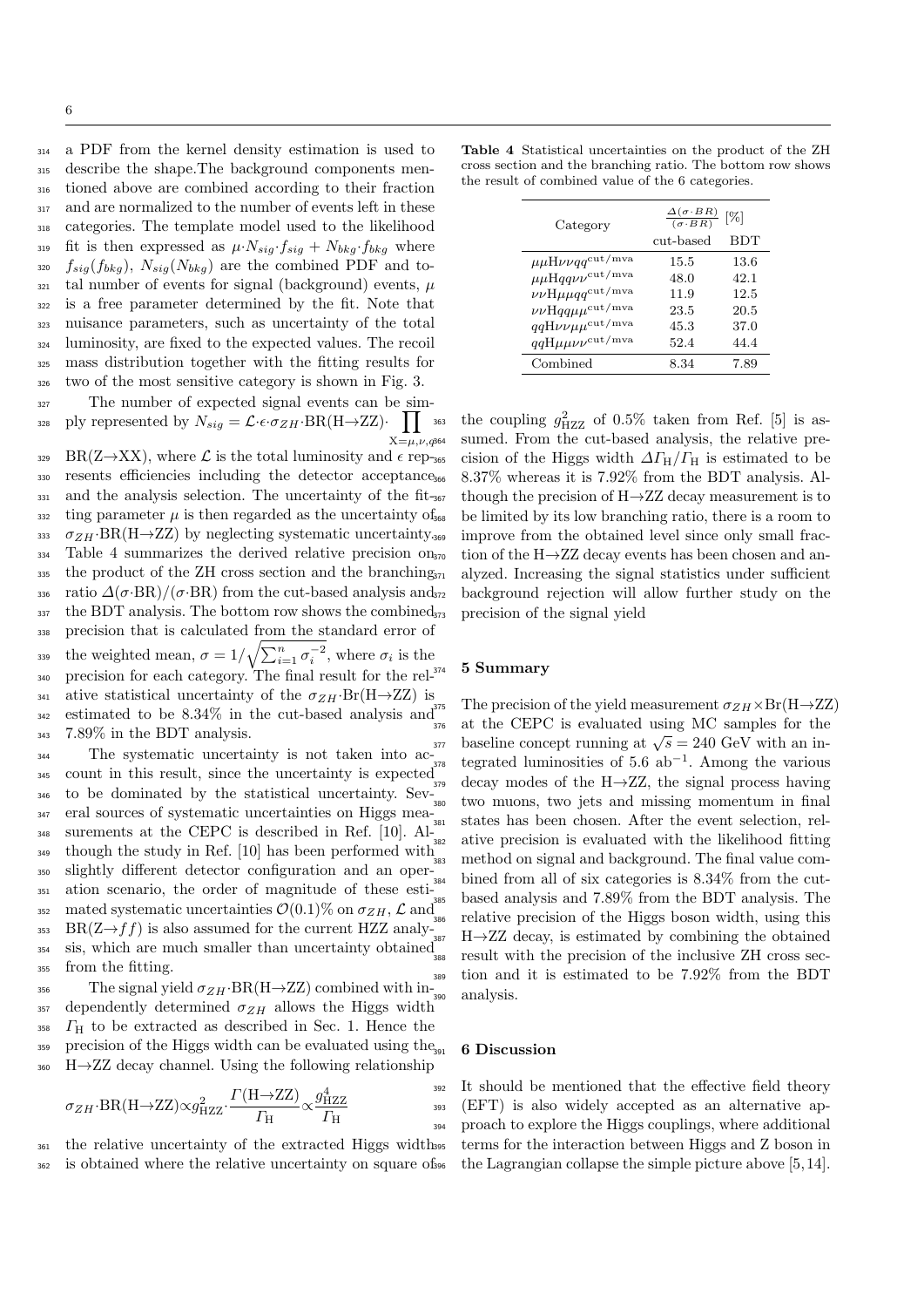a PDF from the kernel density estimation is used to describe the shape.The background components mentioned above are combined according to their fraction and are normalized to the number of events left in these categories. The template model used to the likelihood fit is then expressed as $\mu{\cdot}N_{sig}{\cdot}f_{sig} + N_{bkg}{\cdot}f_{bkg}$ where $f_{sig}(f_{bkg})$, $N_{sig}(N_{bkg})$ are the combined PDF and total number of events for signal (background) events, $\mu$ is a free parameter determined by the fit. Note that nuisance parameters, such as uncertainty of the total luminosity, are fixed to the expected values. The recoil mass distribution together with the fitting results for two of the most sensitive category is shown in Fig. 3.

The number of expected signal events can be simply represented by $N_{sig} = \mathcal{L}{\cdot}\epsilon{\cdot}\sigma_{ZH}{\cdot}\mathrm{BR(H{\to}ZZ)}{\cdot} \prod_{\mathrm{X}=\mu,\nu,q} \mathrm{BR(Z{\to}XX)}$, where $\mathcal{L}$ is the total luminosity and $\epsilon$ represents efficiencies including the detector acceptance and the analysis selection. The uncertainty of the fitting parameter $\mu$ is then regarded as the uncertainty of $\sigma_{ZH}{\cdot}\mathrm{BR(H{\to}ZZ)}$ by neglecting systematic uncertainty. Table 4 summarizes the derived relative precision on the product of the ZH cross section and the branching ratio $\Delta(\sigma{\cdot}\mathrm{BR})/(\sigma{\cdot}\mathrm{BR})$ from the cut-based analysis and the BDT analysis. The bottom row shows the combined precision that is calculated from the standard error of the weighted mean, $\sigma = 1/\sqrt{\sum_{i=1}^{n} \sigma_i^{-2}}$, where $\sigma_i$ is the precision for each category. The final result for the relative statistical uncertainty of the $\sigma_{ZH}{\cdot}\mathrm{Br(H{\to}ZZ)}$ is estimated to be 8.34% in the cut-based analysis and 7.89% in the BDT analysis.

The systematic uncertainty is not taken into account in this result, since the uncertainty is expected to be dominated by the statistical uncertainty. Several sources of systematic uncertainties on Higgs measurements at the CEPC is described in Ref. [10]. Although the study in Ref. [10] has been performed with slightly different detector configuration and an operation scenario, the order of magnitude of these estimated systematic uncertainties $\mathcal{O}(0.1)$% on $\sigma_{ZH}$, $\mathcal{L}$ and $\mathrm{BR(Z{\to}}f\bar{f})$ is also assumed for the current HZZ analysis, which are much smaller than uncertainty obtained from the fitting.

The signal yield $\sigma_{ZH}{\cdot}\mathrm{BR(H{\to}ZZ)}$ combined with independently determined $\sigma_{ZH}$ allows the Higgs width $\Gamma_{\mathrm{H}}$ to be extracted as described in Sec. 1. Hence the precision of the Higgs width can be evaluated using the H→ZZ decay channel. Using the following relationship

$$\sigma_{ZH}{\cdot}\mathrm{BR(H{\to}ZZ)} \propto g^2_{\mathrm{HZZ}}{\cdot}\frac{\Gamma(\mathrm{H{\to}ZZ})}{\Gamma_{\mathrm{H}}} \propto \frac{g^4_{\mathrm{HZZ}}}{\Gamma_{\mathrm{H}}}$$

the relative uncertainty of the extracted Higgs width is obtained where the relative uncertainty on square of the coupling $g^2_{\mathrm{HZZ}}$ of 0.5% taken from Ref. [5] is assumed. From the cut-based analysis, the relative precision of the Higgs width $\Delta\Gamma_{\mathrm{H}}/\Gamma_{\mathrm{H}}$ is estimated to be 8.37% whereas it is 7.92% from the BDT analysis. Although the precision of H→ZZ decay measurement is to be limited by its low branching ratio, there is a room to improve from the obtained level since only small fraction of the H→ZZ decay events has been chosen and analyzed. Increasing the signal statistics under sufficient background rejection will allow further study on the precision of the signal yield

**Table 4** Statistical uncertainties on the product of the ZH cross section and the branching ratio. The bottom row shows the result of combined value of the 6 categories.

| Category | $\frac{\Delta(\sigma\cdot BR)}{(\sigma\cdot BR)}$ [%] | |
|---|---|---|
| | cut-based | BDT |
| $\mu\mu\mathrm{H}\nu\nu qq^{\mathrm{cut/mva}}$ | 15.5 | 13.6 |
| $\mu\mu\mathrm{H}qq\nu\nu^{\mathrm{cut/mva}}$ | 48.0 | 42.1 |
| $\nu\nu\mathrm{H}\mu\mu qq^{\mathrm{cut/mva}}$ | 11.9 | 12.5 |
| $\nu\nu\mathrm{H}qq\mu\mu^{\mathrm{cut/mva}}$ | 23.5 | 20.5 |
| $qq\mathrm{H}\nu\nu\mu\mu^{\mathrm{cut/mva}}$ | 45.3 | 37.0 |
| $qq\mathrm{H}\mu\mu\nu\nu^{\mathrm{cut/mva}}$ | 52.4 | 44.4 |
| Combined | 8.34 | 7.89 |

## 5 Summary

The precision of the yield measurement $\sigma_{ZH}{\times}\mathrm{Br(H{\to}ZZ)}$ at the CEPC is evaluated using MC samples for the baseline concept running at $\sqrt{s} = 240$ GeV with an integrated luminosities of 5.6 ab$^{-1}$. Among the various decay modes of the H→ZZ, the signal process having two muons, two jets and missing momentum in final states has been chosen. After the event selection, relative precision is evaluated with the likelihood fitting method on signal and background. The final value combined from all of six categories is 8.34% from the cut-based analysis and 7.89% from the BDT analysis. The relative precision of the Higgs boson width, using this H→ZZ decay, is estimated by combining the obtained result with the precision of the inclusive ZH cross section and it is estimated to be 7.92% from the BDT analysis.

## 6 Discussion

It should be mentioned that the effective field theory (EFT) is also widely accepted as an alternative approach to explore the Higgs couplings, where additional terms for the interaction between Higgs and Z boson in the Lagrangian collapse the simple picture above [5,14].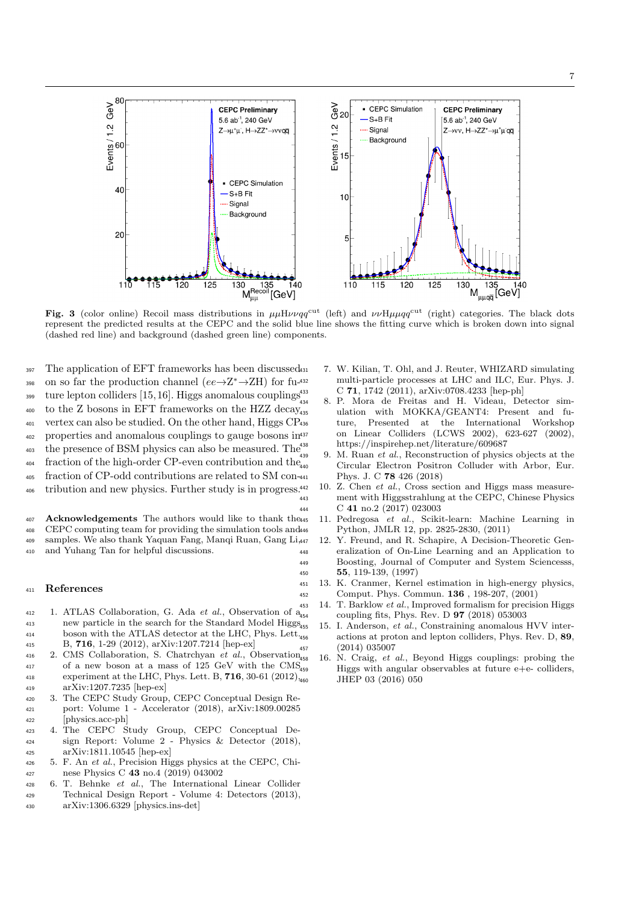CEPC Preliminary
5.6 ab$^{-1}$, 240 GeV
Z→μ$^+$μ$^-$, H→ZZ$^*$→ννqq

Events / 1.2 GeV
80
60
40
20

▪ CEPC Simulation
— S+B Fit
····· Signal
····· Background

110 115 120 125 130 135 140
$M^{Recoil}_{\mu\mu}$ [GeV]

▪ CEPC Simulation
— S+B Fit
····· Signal
····· Background

CEPC Preliminary
5.6 ab$^{-1}$, 240 GeV
Z→νν, H→ZZ$^*$→μ$^+$μ$^-$qq

Events / 1.2 GeV
20
15
10
5

110 115 120 125 130 135 140
$M_{\mu\mu q\bar{q}}$ [GeV]

**Fig. 3** (color online) Recoil mass distributions in $\mu\mu\mathrm{H}\nu\nu qq^{\mathrm{cut}}$ (left) and $\nu\nu\mathrm{H}\mu\mu qq^{\mathrm{cut}}$ (right) categories. The black dots represent the predicted results at the CEPC and the solid blue line shows the fitting curve which is broken down into signal (dashed red line) and background (dashed green line) components.

The application of EFT frameworks has been discussed on so far the production channel ($ee\to\mathrm{Z}^*\to\mathrm{ZH}$) for future lepton colliders [15,16]. Higgs anomalous couplings to the Z bosons in EFT frameworks on the HZZ decay vertex can also be studied. On the other hand, Higgs CP properties and anomalous couplings to gauge bosons in the presence of BSM physics can also be measured. The fraction of the high-order CP-even contribution and the fraction of CP-odd contributions are related to SM contribution and new physics. Further study is in progress.

**Acknowledgements** The authors would like to thank the CEPC computing team for providing the simulation tools and samples. We also thank Yaquan Fang, Manqi Ruan, Gang Li, and Yuhang Tan for helpful discussions.

## References

1. ATLAS Collaboration, G. Ada *et al.*, Observation of a new particle in the search for the Standard Model Higgs boson with the ATLAS detector at the LHC, Phys. Lett. B, **716**, 1-29 (2012), arXiv:1207.7214 [hep-ex]
2. CMS Collaboration, S. Chatrchyan *et al.*, Observation of a new boson at a mass of 125 GeV with the CMS experiment at the LHC, Phys. Lett. B, **716**, 30-61 (2012), arXiv:1207.7235 [hep-ex]
3. The CEPC Study Group, CEPC Conceptual Design Report: Volume 1 - Accelerator (2018), arXiv:1809.00285 [physics.acc-ph]
4. The CEPC Study Group, CEPC Conceptual Design Report: Volume 2 - Physics & Detector (2018), arXiv:1811.10545 [hep-ex]
5. F. An *et al.*, Precision Higgs physics at the CEPC, Chinese Physics C **43** no.4 (2019) 043002
6. T. Behnke *et al.*, The International Linear Collider Technical Design Report - Volume 4: Detectors (2013), arXiv:1306.6329 [physics.ins-det]
7. W. Kilian, T. Ohl, and J. Reuter, WHIZARD simulating multi-particle processes at LHC and ILC, Eur. Phys. J. C **71**, 1742 (2011), arXiv:0708.4233 [hep-ph]
8. P. Mora de Freitas and H. Videau, Detector simulation with MOKKA/GEANT4: Present and future, Presented at the International Workshop on Linear Colliders (LCWS 2002), 623-627 (2002), https://inspirehep.net/literature/609687
9. M. Ruan *et al.*, Reconstruction of physics objects at the Circular Electron Positron Colluder with Arbor, Eur. Phys. J. C **78** 426 (2018)
10. Z. Chen *et al.*, Cross section and Higgs mass measurement with Higgsstrahlung at the CEPC, Chinese Physics C **41** no.2 (2017) 023003
11. Pedregosa *et al.*, Scikit-learn: Machine Learning in Python, JMLR 12, pp. 2825-2830, (2011)
12. Y. Freund, and R. Schapire, A Decision-Theoretic Generalization of On-Line Learning and an Application to Boosting, Journal of Computer and System Sciencesss, **55**, 119-139, (1997)
13. K. Cranmer, Kernel estimation in high-energy physics, Comput. Phys. Commun. **136** , 198-207, (2001)
14. T. Barklow *et al.*, Improved formalism for precision Higgs coupling fits, Phys. Rev. D **97** (2018) 053003
15. I. Anderson, *et al.*, Constraining anomalous HVV interactions at proton and lepton colliders, Phys. Rev. D, **89**, (2014) 035007
16. N. Craig, *et al.*, Beyond Higgs couplings: probing the Higgs with angular observables at future e+e- colliders, JHEP 03 (2016) 050